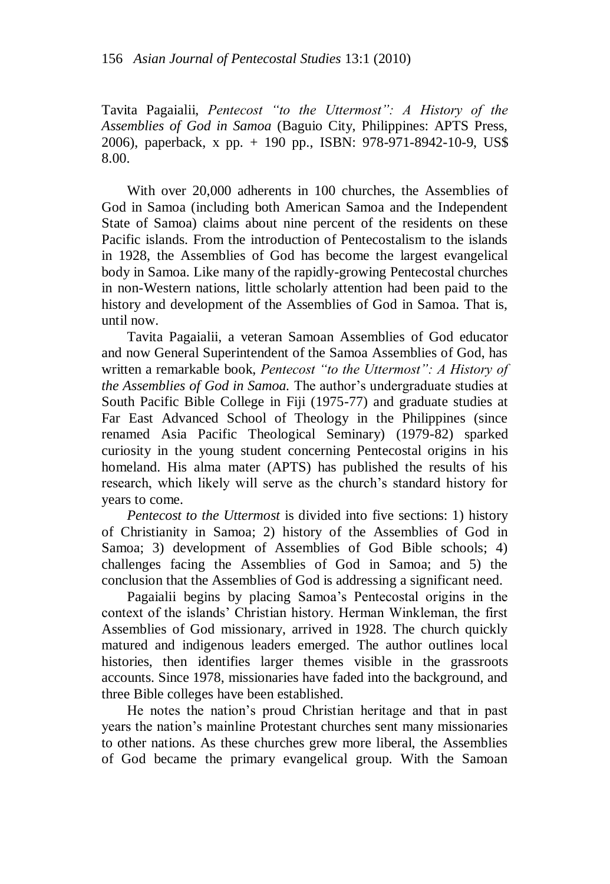Tavita Pagaialii, *Pentecost "to the Uttermost": A History of the Assemblies of God in Samoa* (Baguio City, Philippines: APTS Press, 2006), paperback, x pp. + 190 pp., ISBN: 978-971-8942-10-9, US$ 8.00.

With over 20,000 adherents in 100 churches, the Assemblies of God in Samoa (including both American Samoa and the Independent State of Samoa) claims about nine percent of the residents on these Pacific islands. From the introduction of Pentecostalism to the islands in 1928, the Assemblies of God has become the largest evangelical body in Samoa. Like many of the rapidly-growing Pentecostal churches in non-Western nations, little scholarly attention had been paid to the history and development of the Assemblies of God in Samoa. That is, until now.

Tavita Pagaialii, a veteran Samoan Assemblies of God educator and now General Superintendent of the Samoa Assemblies of God, has written a remarkable book, *Pentecost "to the Uttermost": A History of the Assemblies of God in Samoa.* The author's undergraduate studies at South Pacific Bible College in Fiji (1975-77) and graduate studies at Far East Advanced School of Theology in the Philippines (since renamed Asia Pacific Theological Seminary) (1979-82) sparked curiosity in the young student concerning Pentecostal origins in his homeland. His alma mater (APTS) has published the results of his research, which likely will serve as the church's standard history for years to come.

*Pentecost to the Uttermost* is divided into five sections: 1) history of Christianity in Samoa; 2) history of the Assemblies of God in Samoa; 3) development of Assemblies of God Bible schools; 4) challenges facing the Assemblies of God in Samoa; and 5) the conclusion that the Assemblies of God is addressing a significant need.

Pagaialii begins by placing Samoa's Pentecostal origins in the context of the islands' Christian history. Herman Winkleman, the first Assemblies of God missionary, arrived in 1928. The church quickly matured and indigenous leaders emerged. The author outlines local histories, then identifies larger themes visible in the grassroots accounts. Since 1978, missionaries have faded into the background, and three Bible colleges have been established.

He notes the nation's proud Christian heritage and that in past years the nation's mainline Protestant churches sent many missionaries to other nations. As these churches grew more liberal, the Assemblies of God became the primary evangelical group. With the Samoan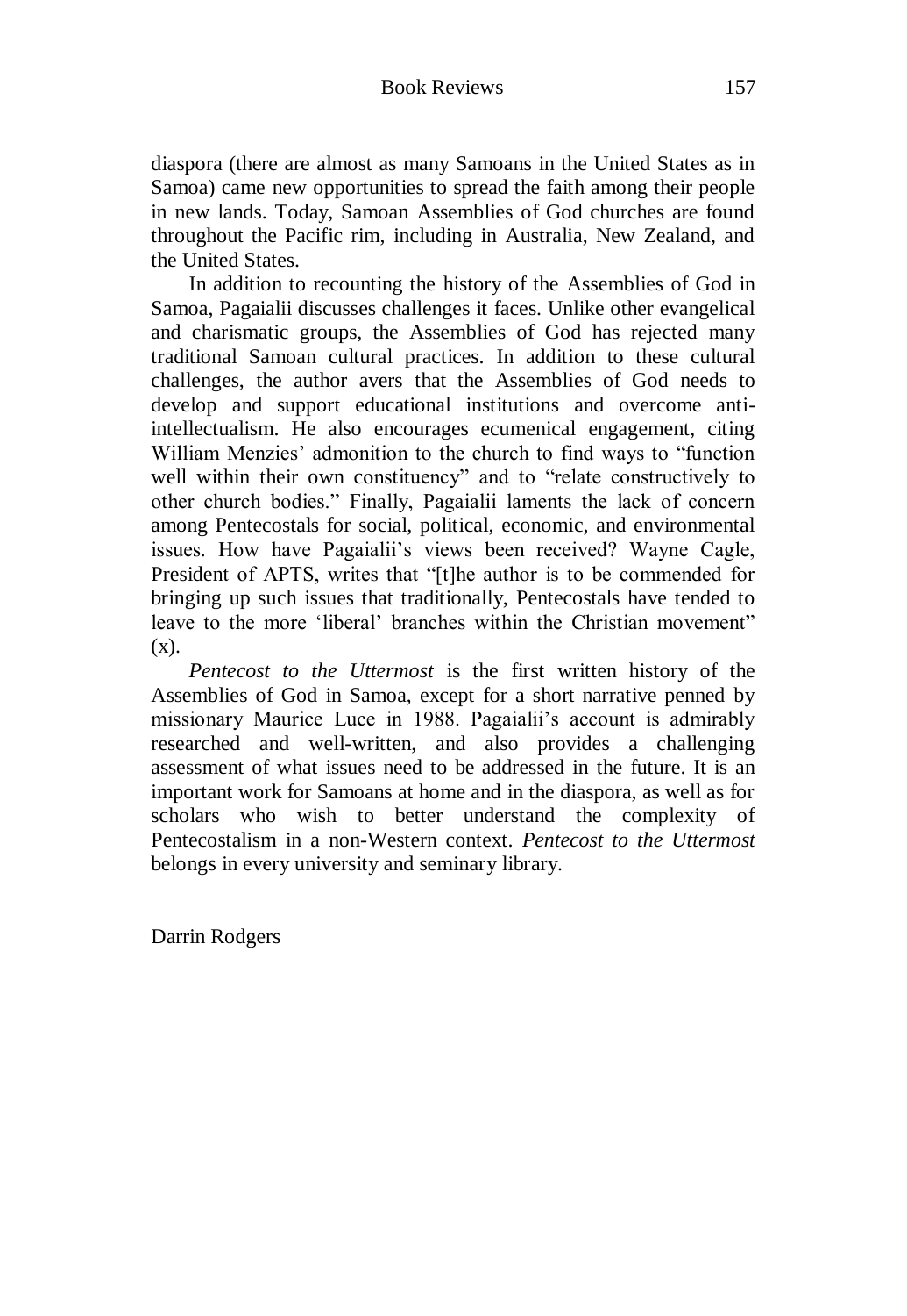diaspora (there are almost as many Samoans in the United States as in Samoa) came new opportunities to spread the faith among their people in new lands. Today, Samoan Assemblies of God churches are found throughout the Pacific rim, including in Australia, New Zealand, and the United States.

In addition to recounting the history of the Assemblies of God in Samoa, Pagaialii discusses challenges it faces. Unlike other evangelical and charismatic groups, the Assemblies of God has rejected many traditional Samoan cultural practices. In addition to these cultural challenges, the author avers that the Assemblies of God needs to develop and support educational institutions and overcome anti-intellectualism. He also encourages ecumenical engagement, citing William Menzies' admonition to the church to find ways to "function well within their own constituency" and to "relate constructively to other church bodies." Finally, Pagaialii laments the lack of concern among Pentecostals for social, political, economic, and environmental issues. How have Pagaialii's views been received? Wayne Cagle, President of APTS, writes that "[t]he author is to be commended for bringing up such issues that traditionally, Pentecostals have tended to leave to the more 'liberal' branches within the Christian movement" (x).

*Pentecost to the Uttermost* is the first written history of the Assemblies of God in Samoa, except for a short narrative penned by missionary Maurice Luce in 1988. Pagaialii's account is admirably researched and well-written, and also provides a challenging assessment of what issues need to be addressed in the future. It is an important work for Samoans at home and in the diaspora, as well as for scholars who wish to better understand the complexity of Pentecostalism in a non-Western context. *Pentecost to the Uttermost* belongs in every university and seminary library.

Darrin Rodgers